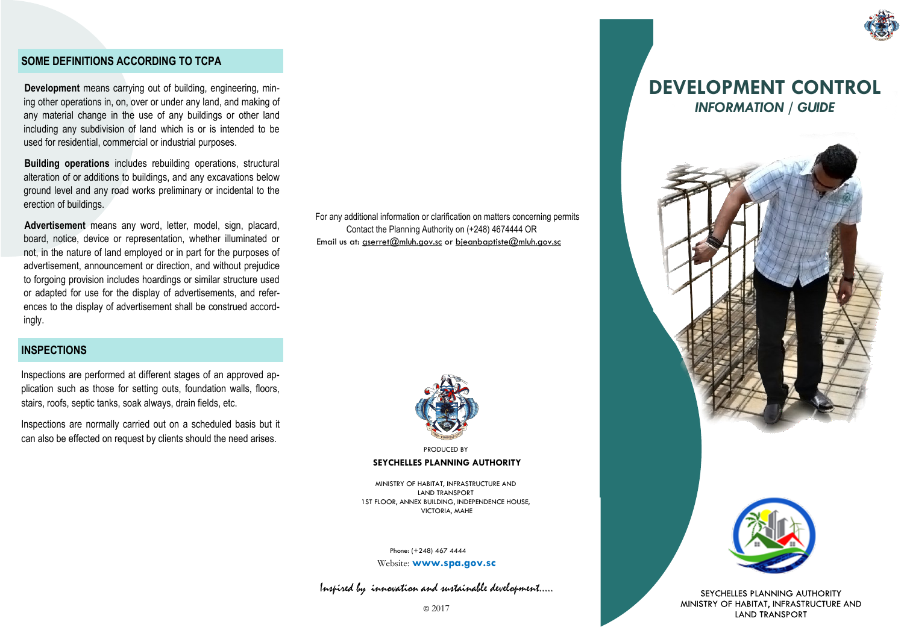## SOME DEFINITIONS ACCORDING TO TCPA

**Development** means carrying out of building, engineering, mining other operations in, on, over or under any land, and making of any material change in the use of any buildings or other land including any subdivision of land which is or is intended to be used for residential, commercial or industrial purposes.

**Building operations** includes rebuilding operations, structural alteration of or additions to buildings, and any excavations below ground level and any road works preliminary or incidental to the erection of buildings.

**Advertisement** means any word, letter, model, sign, placard, board, notice, device or representation, whether illuminated or not, in the nature of land employed or in part for the purposes of advertisement, announcement or direction, and without prejudice to forgoing provision includes hoardings or similar structure used or adapted for use for the display of advertisements, and references to the display of advertisement shall be construed accordingly.

## INSPECTIONS

Inspections are performed at different stages of an approved application such as those for setting outs, foundation walls, floors, stairs, roofs, septic tanks, soak always, drain fields, etc.

Inspections are normally carried out on a scheduled basis but it can also be effected on request by clients should the need arises.

For any additional information or clarification on matters concerning permits Contact the Planning Authority on (+248) 4674444 OR
Email us at: gserret@mluh.gov.sc or bjeanbaptiste@mluh.gov.sc

PRODUCED BY

**SEYCHELLES PLANNING AUTHORITY**

MINISTRY OF HABITAT, INFRASTRUCTURE AND LAND TRANSPORT
1ST FLOOR, ANNEX BUILDING, INDEPENDENCE HOUSE, VICTORIA, MAHE

Phone: (+248) 467 4444
Website: **www.spa.gov.sc**

*Inspired by innovation and sustainable development.....*

© 2017

# DEVELOPMENT CONTROL

***INFORMATION / GUIDE***

SEYCHELLES PLANNING AUTHORITY
MINISTRY OF HABITAT, INFRASTRUCTURE AND LAND TRANSPORT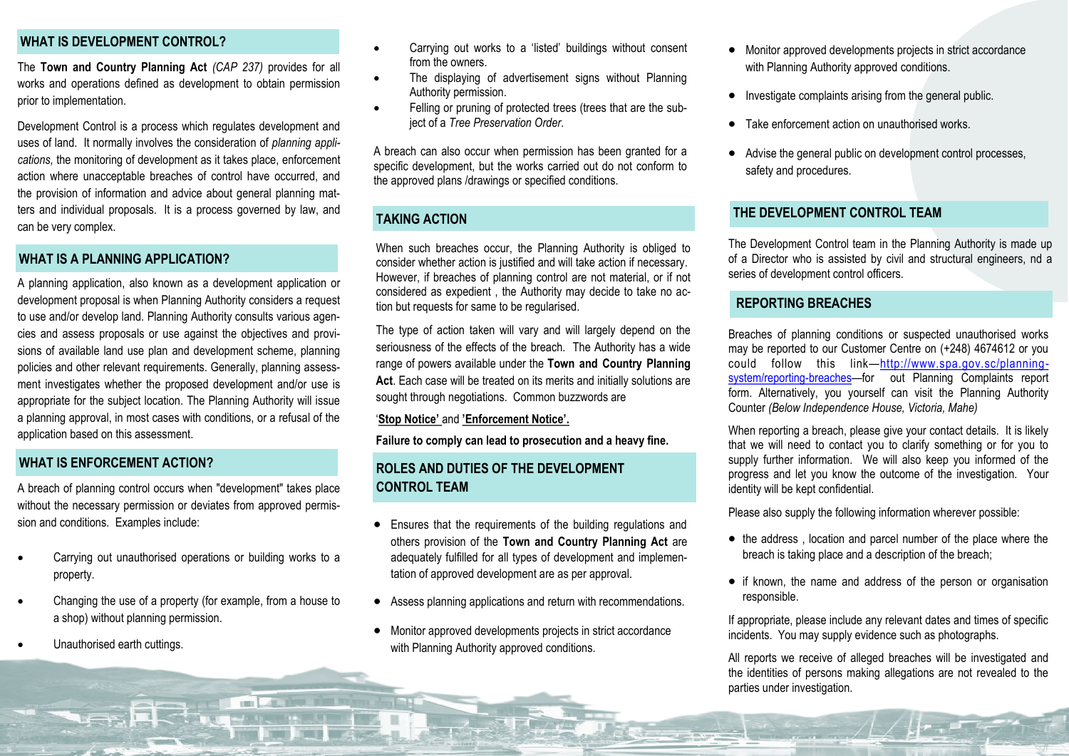## WHAT IS DEVELOPMENT CONTROL?

The **Town and Country Planning Act** *(CAP 237)* provides for all works and operations defined as development to obtain permission prior to implementation.

Development Control is a process which regulates development and uses of land. It normally involves the consideration of *planning applications,* the monitoring of development as it takes place, enforcement action where unacceptable breaches of control have occurred, and the provision of information and advice about general planning matters and individual proposals. It is a process governed by law, and can be very complex.

## WHAT IS A PLANNING APPLICATION?

A planning application, also known as a development application or development proposal is when Planning Authority considers a request to use and/or develop land. Planning Authority consults various agencies and assess proposals or use against the objectives and provisions of available land use plan and development scheme, planning policies and other relevant requirements. Generally, planning assessment investigates whether the proposed development and/or use is appropriate for the subject location. The Planning Authority will issue a planning approval, in most cases with conditions, or a refusal of the application based on this assessment.

## WHAT IS ENFORCEMENT ACTION?

A breach of planning control occurs when "development" takes place without the necessary permission or deviates from approved permission and conditions. Examples include:

- Carrying out unauthorised operations or building works to a property.
- Changing the use of a property (for example, from a house to a shop) without planning permission.
- Unauthorised earth cuttings.
- Carrying out works to a 'listed' buildings without consent from the owners.
- The displaying of advertisement signs without Planning Authority permission.
- Felling or pruning of protected trees (trees that are the subject of a *Tree Preservation Order*.

A breach can also occur when permission has been granted for a specific development, but the works carried out do not conform to the approved plans /drawings or specified conditions.

## TAKING ACTION

When such breaches occur, the Planning Authority is obliged to consider whether action is justified and will take action if necessary. However, if breaches of planning control are not material, or if not considered as expedient , the Authority may decide to take no action but requests for same to be regularised.

The type of action taken will vary and will largely depend on the seriousness of the effects of the breach. The Authority has a wide range of powers available under the **Town and Country Planning Act**. Each case will be treated on its merits and initially solutions are sought through negotiations. Common buzzwords are

'**Stop Notice'** and **'Enforcement Notice'.**

**Failure to comply can lead to prosecution and a heavy fine.**

## ROLES AND DUTIES OF THE DEVELOPMENT CONTROL TEAM

- Ensures that the requirements of the building regulations and others provision of the **Town and Country Planning Act** are adequately fulfilled for all types of development and implementation of approved development are as per approval.
- Assess planning applications and return with recommendations.
- Monitor approved developments projects in strict accordance with Planning Authority approved conditions.
- Investigate complaints arising from the general public.
- Take enforcement action on unauthorised works.
- Advise the general public on development control processes, safety and procedures.

## THE DEVELOPMENT CONTROL TEAM

The Development Control team in the Planning Authority is made up of a Director who is assisted by civil and structural engineers, nd a series of development control officers.

## REPORTING BREACHES

Breaches of planning conditions or suspected unauthorised works may be reported to our Customer Centre on (+248) 4674612 or you could follow this link—http://www.spa.gov.sc/planning-system/reporting-breaches—for out Planning Complaints report form. Alternatively, you yourself can visit the Planning Authority Counter *(Below Independence House, Victoria, Mahe)*

When reporting a breach, please give your contact details. It is likely that we will need to contact you to clarify something or for you to supply further information. We will also keep you informed of the progress and let you know the outcome of the investigation. Your identity will be kept confidential.

Please also supply the following information wherever possible:

- the address , location and parcel number of the place where the breach is taking place and a description of the breach;
- if known, the name and address of the person or organisation responsible.

If appropriate, please include any relevant dates and times of specific incidents. You may supply evidence such as photographs.

All reports we receive of alleged breaches will be investigated and the identities of persons making allegations are not revealed to the parties under investigation.